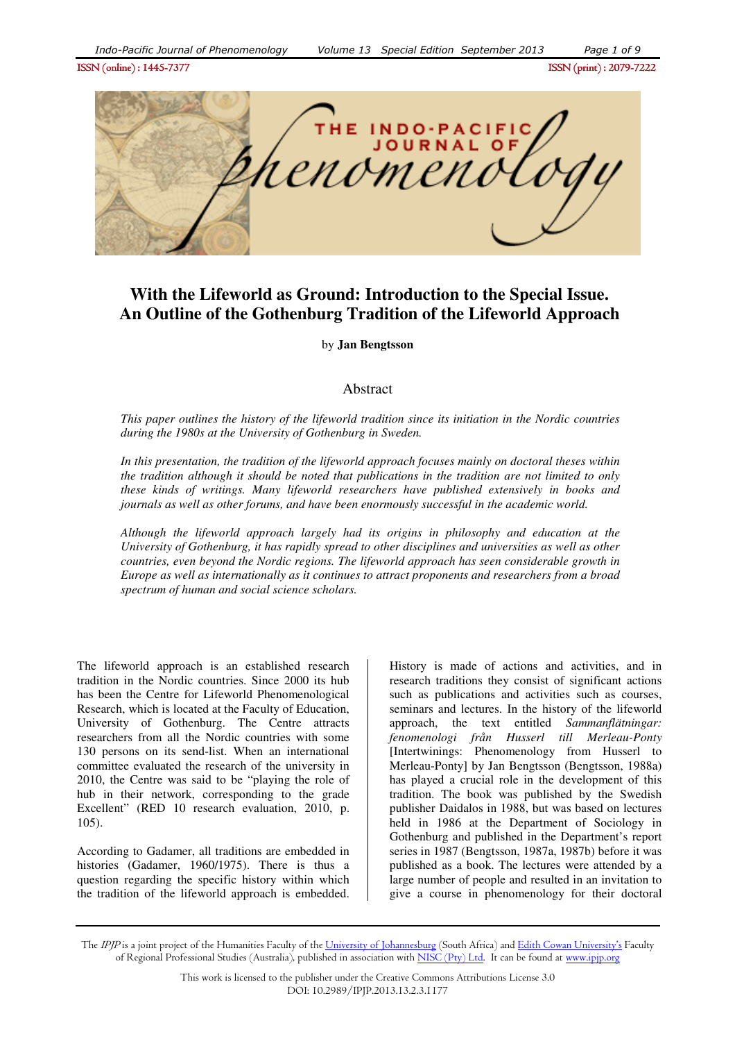# With the Lifeworld as Ground: Introduction to the Special Issue. An Outline of the Gothenburg Tradition of the Lifeworld Approach

by **Jan Bengtsson**

## Abstract

*This paper outlines the history of the lifeworld tradition since its initiation in the Nordic countries during the 1980s at the University of Gothenburg in Sweden.*

*In this presentation, the tradition of the lifeworld approach focuses mainly on doctoral theses within the tradition although it should be noted that publications in the tradition are not limited to only these kinds of writings. Many lifeworld researchers have published extensively in books and journals as well as other forums, and have been enormously successful in the academic world.*

*Although the lifeworld approach largely had its origins in philosophy and education at the University of Gothenburg, it has rapidly spread to other disciplines and universities as well as other countries, even beyond the Nordic regions. The lifeworld approach has seen considerable growth in Europe as well as internationally as it continues to attract proponents and researchers from a broad spectrum of human and social science scholars.*

The lifeworld approach is an established research tradition in the Nordic countries. Since 2000 its hub has been the Centre for Lifeworld Phenomenological Research, which is located at the Faculty of Education, University of Gothenburg. The Centre attracts researchers from all the Nordic countries with some 130 persons on its send-list. When an international committee evaluated the research of the university in 2010, the Centre was said to be "playing the role of hub in their network, corresponding to the grade Excellent" (RED 10 research evaluation, 2010, p. 105).

According to Gadamer, all traditions are embedded in histories (Gadamer, 1960/1975). There is thus a question regarding the specific history within which the tradition of the lifeworld approach is embedded. History is made of actions and activities, and in research traditions they consist of significant actions such as publications and activities such as courses, seminars and lectures. In the history of the lifeworld approach, the text entitled *Sammanflätningar: fenomenologi från Husserl till Merleau-Ponty* [Intertwinings: Phenomenology from Husserl to Merleau-Ponty] by Jan Bengtsson (Bengtsson, 1988a) has played a crucial role in the development of this tradition. The book was published by the Swedish publisher Daidalos in 1988, but was based on lectures held in 1986 at the Department of Sociology in Gothenburg and published in the Department's report series in 1987 (Bengtsson, 1987a, 1987b) before it was published as a book. The lectures were attended by a large number of people and resulted in an invitation to give a course in phenomenology for their doctoral

The *IPJP* is a joint project of the Humanities Faculty of the University of Johannesburg (South Africa) and Edith Cowan University's Faculty of Regional Professional Studies (Australia), published in association with NISC (Pty) Ltd. It can be found at www.ipjp.org

This work is licensed to the publisher under the Creative Commons Attributions License 3.0
DOI: 10.2989/IPJP.2013.13.2.3.1177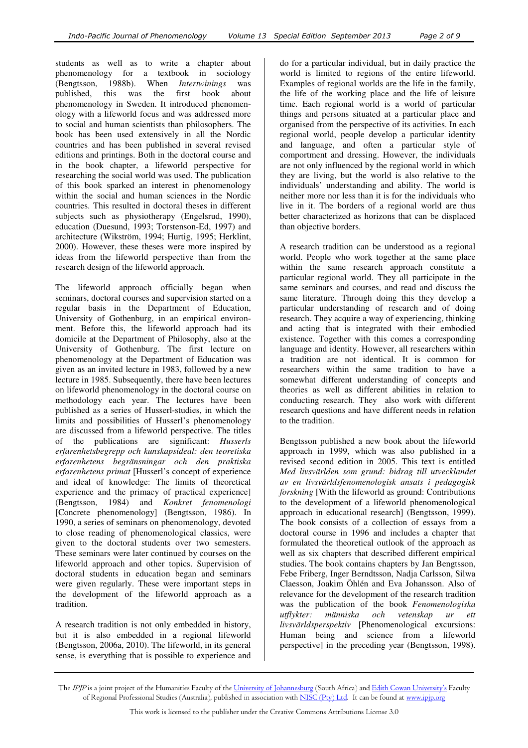students as well as to write a chapter about phenomenology for a textbook in sociology (Bengtsson, 1988b). When *Intertwinings* was published, this was the first book about phenomenology in Sweden. It introduced phenomenology with a lifeworld focus and was addressed more to social and human scientists than philosophers. The book has been used extensively in all the Nordic countries and has been published in several revised editions and printings. Both in the doctoral course and in the book chapter, a lifeworld perspective for researching the social world was used. The publication of this book sparked an interest in phenomenology within the social and human sciences in the Nordic countries. This resulted in doctoral theses in different subjects such as physiotherapy (Engelsrud, 1990), education (Duesund, 1993; Torstenson-Ed, 1997) and architecture (Wikström, 1994; Hurtig, 1995; Herklint, 2000). However, these theses were more inspired by ideas from the lifeworld perspective than from the research design of the lifeworld approach.

The lifeworld approach officially began when seminars, doctoral courses and supervision started on a regular basis in the Department of Education, University of Gothenburg, in an empirical environment. Before this, the lifeworld approach had its domicile at the Department of Philosophy, also at the University of Gothenburg. The first lecture on phenomenology at the Department of Education was given as an invited lecture in 1983, followed by a new lecture in 1985. Subsequently, there have been lectures on lifeworld phenomenology in the doctoral course on methodology each year. The lectures have been published as a series of Husserl-studies, in which the limits and possibilities of Husserl's phenomenology are discussed from a lifeworld perspective. The titles of the publications are significant: *Husserls erfarenhetsbegrepp och kunskapsideal: den teoretiska erfarenhetens begränsningar och den praktiska erfarenhetens primat* [Husserl's concept of experience and ideal of knowledge: The limits of theoretical experience and the primacy of practical experience] (Bengtsson, 1984) and *Konkret fenomenologi* [Concrete phenomenology] (Bengtsson, 1986). In 1990, a series of seminars on phenomenology, devoted to close reading of phenomenological classics, were given to the doctoral students over two semesters. These seminars were later continued by courses on the lifeworld approach and other topics. Supervision of doctoral students in education began and seminars were given regularly. These were important steps in the development of the lifeworld approach as a tradition.

A research tradition is not only embedded in history, but it is also embedded in a regional lifeworld (Bengtsson, 2006a, 2010). The lifeworld, in its general sense, is everything that is possible to experience and do for a particular individual, but in daily practice the world is limited to regions of the entire lifeworld. Examples of regional worlds are the life in the family, the life of the working place and the life of leisure time. Each regional world is a world of particular things and persons situated at a particular place and organised from the perspective of its activities. In each regional world, people develop a particular identity and language, and often a particular style of comportment and dressing. However, the individuals are not only influenced by the regional world in which they are living, but the world is also relative to the individuals' understanding and ability. The world is neither more nor less than it is for the individuals who live in it. The borders of a regional world are thus better characterized as horizons that can be displaced than objective borders.

A research tradition can be understood as a regional world. People who work together at the same place within the same research approach constitute a particular regional world. They all participate in the same seminars and courses, and read and discuss the same literature. Through doing this they develop a particular understanding of research and of doing research. They acquire a way of experiencing, thinking and acting that is integrated with their embodied existence. Together with this comes a corresponding language and identity. However, all researchers within a tradition are not identical. It is common for researchers within the same tradition to have a somewhat different understanding of concepts and theories as well as different abilities in relation to conducting research. They also work with different research questions and have different needs in relation to the tradition.

Bengtsson published a new book about the lifeworld approach in 1999, which was also published in a revised second edition in 2005. This text is entitled *Med livsvärlden som grund: bidrag till utvecklandet av en livsvärldsfenomenologisk ansats i pedagogisk forskning* [With the lifeworld as ground: Contributions to the development of a lifeworld phenomenological approach in educational research] (Bengtsson, 1999). The book consists of a collection of essays from a doctoral course in 1996 and includes a chapter that formulated the theoretical outlook of the approach as well as six chapters that described different empirical studies. The book contains chapters by Jan Bengtsson, Febe Friberg, Inger Berndtsson, Nadja Carlsson, Silwa Claesson, Joakim Öhlén and Eva Johansson. Also of relevance for the development of the research tradition was the publication of the book *Fenomenologiska utflykter: människa och vetenskap ur ett livsvärldsperspektiv* [Phenomenological excursions: Human being and science from a lifeworld perspective] in the preceding year (Bengtsson, 1998).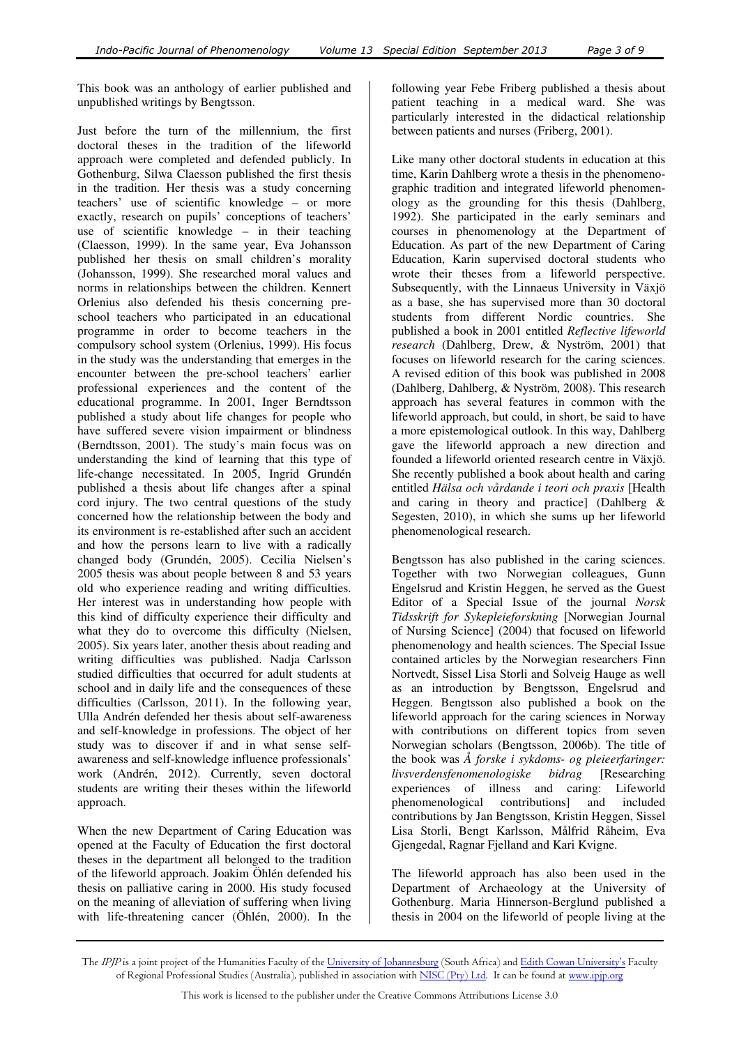This book was an anthology of earlier published and unpublished writings by Bengtsson.

Just before the turn of the millennium, the first doctoral theses in the tradition of the lifeworld approach were completed and defended publicly. In Gothenburg, Silwa Claesson published the first thesis in the tradition. Her thesis was a study concerning teachers' use of scientific knowledge – or more exactly, research on pupils' conceptions of teachers' use of scientific knowledge – in their teaching (Claesson, 1999). In the same year, Eva Johansson published her thesis on small children's morality (Johansson, 1999). She researched moral values and norms in relationships between the children. Kennert Orlenius also defended his thesis concerning pre-school teachers who participated in an educational programme in order to become teachers in the compulsory school system (Orlenius, 1999). His focus in the study was the understanding that emerges in the encounter between the pre-school teachers' earlier professional experiences and the content of the educational programme. In 2001, Inger Berndtsson published a study about life changes for people who have suffered severe vision impairment or blindness (Berndtsson, 2001). The study's main focus was on understanding the kind of learning that this type of life-change necessitated. In 2005, Ingrid Grundén published a thesis about life changes after a spinal cord injury. The two central questions of the study concerned how the relationship between the body and its environment is re-established after such an accident and how the persons learn to live with a radically changed body (Grundén, 2005). Cecilia Nielsen's 2005 thesis was about people between 8 and 53 years old who experience reading and writing difficulties. Her interest was in understanding how people with this kind of difficulty experience their difficulty and what they do to overcome this difficulty (Nielsen, 2005). Six years later, another thesis about reading and writing difficulties was published. Nadja Carlsson studied difficulties that occurred for adult students at school and in daily life and the consequences of these difficulties (Carlsson, 2011). In the following year, Ulla Andrén defended her thesis about self-awareness and self-knowledge in professions. The object of her study was to discover if and in what sense self-awareness and self-knowledge influence professionals' work (Andrén, 2012). Currently, seven doctoral students are writing their theses within the lifeworld approach.

When the new Department of Caring Education was opened at the Faculty of Education the first doctoral theses in the department all belonged to the tradition of the lifeworld approach. Joakim Öhlén defended his thesis on palliative caring in 2000. His study focused on the meaning of alleviation of suffering when living with life-threatening cancer (Öhlén, 2000). In the following year Febe Friberg published a thesis about patient teaching in a medical ward. She was particularly interested in the didactical relationship between patients and nurses (Friberg, 2001).

Like many other doctoral students in education at this time, Karin Dahlberg wrote a thesis in the phenomenographic tradition and integrated lifeworld phenomenology as the grounding for this thesis (Dahlberg, 1992). She participated in the early seminars and courses in phenomenology at the Department of Education. As part of the new Department of Caring Education, Karin supervised doctoral students who wrote their theses from a lifeworld perspective. Subsequently, with the Linnaeus University in Växjö as a base, she has supervised more than 30 doctoral students from different Nordic countries. She published a book in 2001 entitled *Reflective lifeworld research* (Dahlberg, Drew, & Nyström, 2001) that focuses on lifeworld research for the caring sciences. A revised edition of this book was published in 2008 (Dahlberg, Dahlberg, & Nyström, 2008). This research approach has several features in common with the lifeworld approach, but could, in short, be said to have a more epistemological outlook. In this way, Dahlberg gave the lifeworld approach a new direction and founded a lifeworld oriented research centre in Växjö. She recently published a book about health and caring entitled *Hälsa och vårdande i teori och praxis* [Health and caring in theory and practice] (Dahlberg & Segesten, 2010), in which she sums up her lifeworld phenomenological research.

Bengtsson has also published in the caring sciences. Together with two Norwegian colleagues, Gunn Engelsrud and Kristin Heggen, he served as the Guest Editor of a Special Issue of the journal *Norsk Tidsskrift for Sykepleieforskning* [Norwegian Journal of Nursing Science] (2004) that focused on lifeworld phenomenology and health sciences. The Special Issue contained articles by the Norwegian researchers Finn Nortvedt, Sissel Lisa Storli and Solveig Hauge as well as an introduction by Bengtsson, Engelsrud and Heggen. Bengtsson also published a book on the lifeworld approach for the caring sciences in Norway with contributions on different topics from seven Norwegian scholars (Bengtsson, 2006b). The title of the book was *Å forske i sykdoms- og pleieerfaringer: livsverdensfenomenologiske bidrag* [Researching experiences of illness and caring: Lifeworld phenomenological contributions] and included contributions by Jan Bengtsson, Kristin Heggen, Sissel Lisa Storli, Bengt Karlsson, Målfrid Råheim, Eva Gjengedal, Ragnar Fjelland and Kari Kvigne.

The lifeworld approach has also been used in the Department of Archaeology at the University of Gothenburg. Maria Hinnerson-Berglund published a thesis in 2004 on the lifeworld of people living at the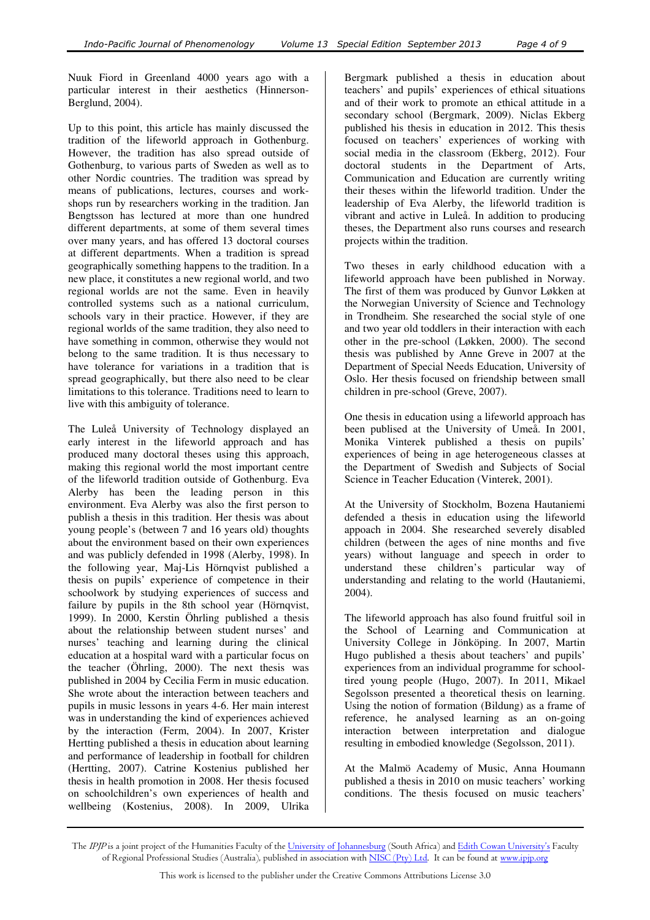Nuuk Fiord in Greenland 4000 years ago with a particular interest in their aesthetics (Hinnerson-Berglund, 2004).

Up to this point, this article has mainly discussed the tradition of the lifeworld approach in Gothenburg. However, the tradition has also spread outside of Gothenburg, to various parts of Sweden as well as to other Nordic countries. The tradition was spread by means of publications, lectures, courses and workshops run by researchers working in the tradition. Jan Bengtsson has lectured at more than one hundred different departments, at some of them several times over many years, and has offered 13 doctoral courses at different departments. When a tradition is spread geographically something happens to the tradition. In a new place, it constitutes a new regional world, and two regional worlds are not the same. Even in heavily controlled systems such as a national curriculum, schools vary in their practice. However, if they are regional worlds of the same tradition, they also need to have something in common, otherwise they would not belong to the same tradition. It is thus necessary to have tolerance for variations in a tradition that is spread geographically, but there also need to be clear limitations to this tolerance. Traditions need to learn to live with this ambiguity of tolerance.

The Luleå University of Technology displayed an early interest in the lifeworld approach and has produced many doctoral theses using this approach, making this regional world the most important centre of the lifeworld tradition outside of Gothenburg. Eva Alerby has been the leading person in this environment. Eva Alerby was also the first person to publish a thesis in this tradition. Her thesis was about young people's (between 7 and 16 years old) thoughts about the environment based on their own experiences and was publicly defended in 1998 (Alerby, 1998). In the following year, Maj-Lis Hörnqvist published a thesis on pupils' experience of competence in their schoolwork by studying experiences of success and failure by pupils in the 8th school year (Hörnqvist, 1999). In 2000, Kerstin Öhrling published a thesis about the relationship between student nurses' and nurses' teaching and learning during the clinical education at a hospital ward with a particular focus on the teacher (Öhrling, 2000). The next thesis was published in 2004 by Cecilia Ferm in music education. She wrote about the interaction between teachers and pupils in music lessons in years 4-6. Her main interest was in understanding the kind of experiences achieved by the interaction (Ferm, 2004). In 2007, Krister Hertting published a thesis in education about learning and performance of leadership in football for children (Hertting, 2007). Catrine Kostenius published her thesis in health promotion in 2008. Her thesis focused on schoolchildren's own experiences of health and wellbeing (Kostenius, 2008). In 2009, Ulrika Bergmark published a thesis in education about teachers' and pupils' experiences of ethical situations and of their work to promote an ethical attitude in a secondary school (Bergmark, 2009). Niclas Ekberg published his thesis in education in 2012. This thesis focused on teachers' experiences of working with social media in the classroom (Ekberg, 2012). Four doctoral students in the Department of Arts, Communication and Education are currently writing their theses within the lifeworld tradition. Under the leadership of Eva Alerby, the lifeworld tradition is vibrant and active in Luleå. In addition to producing theses, the Department also runs courses and research projects within the tradition.

Two theses in early childhood education with a lifeworld approach have been published in Norway. The first of them was produced by Gunvor Løkken at the Norwegian University of Science and Technology in Trondheim. She researched the social style of one and two year old toddlers in their interaction with each other in the pre-school (Løkken, 2000). The second thesis was published by Anne Greve in 2007 at the Department of Special Needs Education, University of Oslo. Her thesis focused on friendship between small children in pre-school (Greve, 2007).

One thesis in education using a lifeworld approach has been publised at the University of Umeå. In 2001, Monika Vinterek published a thesis on pupils' experiences of being in age heterogeneous classes at the Department of Swedish and Subjects of Social Science in Teacher Education (Vinterek, 2001).

At the University of Stockholm, Bozena Hautaniemi defended a thesis in education using the lifeworld appoach in 2004. She researched severely disabled children (between the ages of nine months and five years) without language and speech in order to understand these children's particular way of understanding and relating to the world (Hautaniemi, 2004).

The lifeworld approach has also found fruitful soil in the School of Learning and Communication at University College in Jönköping. In 2007, Martin Hugo published a thesis about teachers' and pupils' experiences from an individual programme for school-tired young people (Hugo, 2007). In 2011, Mikael Segolsson presented a theoretical thesis on learning. Using the notion of formation (Bildung) as a frame of reference, he analysed learning as an on-going interaction between interpretation and dialogue resulting in embodied knowledge (Segolsson, 2011).

At the Malmö Academy of Music, Anna Houmann published a thesis in 2010 on music teachers' working conditions. The thesis focused on music teachers'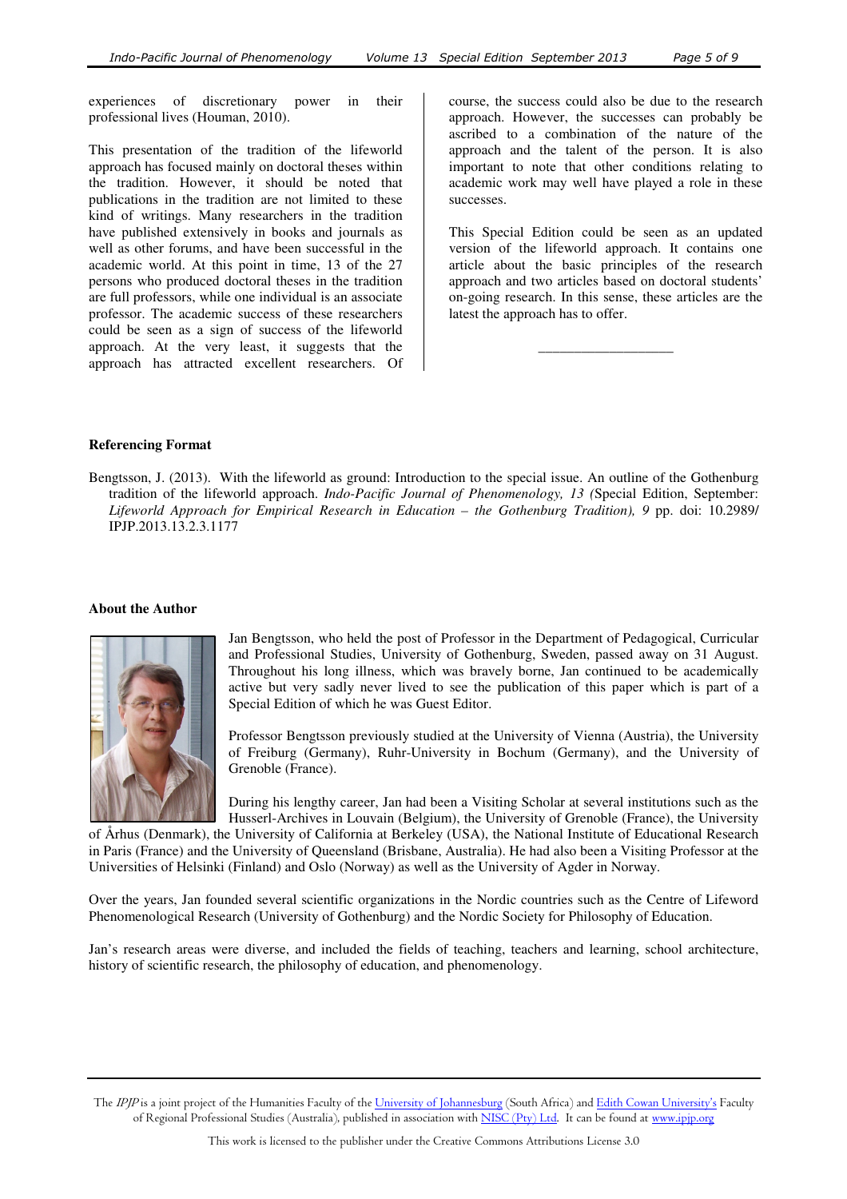experiences of discretionary power in their professional lives (Houman, 2010).

This presentation of the tradition of the lifeworld approach has focused mainly on doctoral theses within the tradition. However, it should be noted that publications in the tradition are not limited to these kind of writings. Many researchers in the tradition have published extensively in books and journals as well as other forums, and have been successful in the academic world. At this point in time, 13 of the 27 persons who produced doctoral theses in the tradition are full professors, while one individual is an associate professor. The academic success of these researchers could be seen as a sign of success of the lifeworld approach. At the very least, it suggests that the approach has attracted excellent researchers. Of course, the success could also be due to the research approach. However, the successes can probably be ascribed to a combination of the nature of the approach and the talent of the person. It is also important to note that other conditions relating to academic work may well have played a role in these successes.

This Special Edition could be seen as an updated version of the lifeworld approach. It contains one article about the basic principles of the research approach and two articles based on doctoral students' on-going research. In this sense, these articles are the latest the approach has to offer.

\_\_\_\_\_\_\_\_\_\_\_\_\_\_\_\_\_\_\_\_

**Referencing Format**

Bengtsson, J. (2013). With the lifeworld as ground: Introduction to the special issue. An outline of the Gothenburg tradition of the lifeworld approach. *Indo-Pacific Journal of Phenomenology, 13 (*Special Edition, September: *Lifeworld Approach for Empirical Research in Education – the Gothenburg Tradition), 9* pp. doi: 10.2989/IPJP.2013.13.2.3.1177

**About the Author**

Jan Bengtsson, who held the post of Professor in the Department of Pedagogical, Curricular and Professional Studies, University of Gothenburg, Sweden, passed away on 31 August. Throughout his long illness, which was bravely borne, Jan continued to be academically active but very sadly never lived to see the publication of this paper which is part of a Special Edition of which he was Guest Editor.

Professor Bengtsson previously studied at the University of Vienna (Austria), the University of Freiburg (Germany), Ruhr-University in Bochum (Germany), and the University of Grenoble (France).

During his lengthy career, Jan had been a Visiting Scholar at several institutions such as the Husserl-Archives in Louvain (Belgium), the University of Grenoble (France), the University of Århus (Denmark), the University of California at Berkeley (USA), the National Institute of Educational Research in Paris (France) and the University of Queensland (Brisbane, Australia). He had also been a Visiting Professor at the Universities of Helsinki (Finland) and Oslo (Norway) as well as the University of Agder in Norway.

Over the years, Jan founded several scientific organizations in the Nordic countries such as the Centre of Lifeword Phenomenological Research (University of Gothenburg) and the Nordic Society for Philosophy of Education.

Jan's research areas were diverse, and included the fields of teaching, teachers and learning, school architecture, history of scientific research, the philosophy of education, and phenomenology.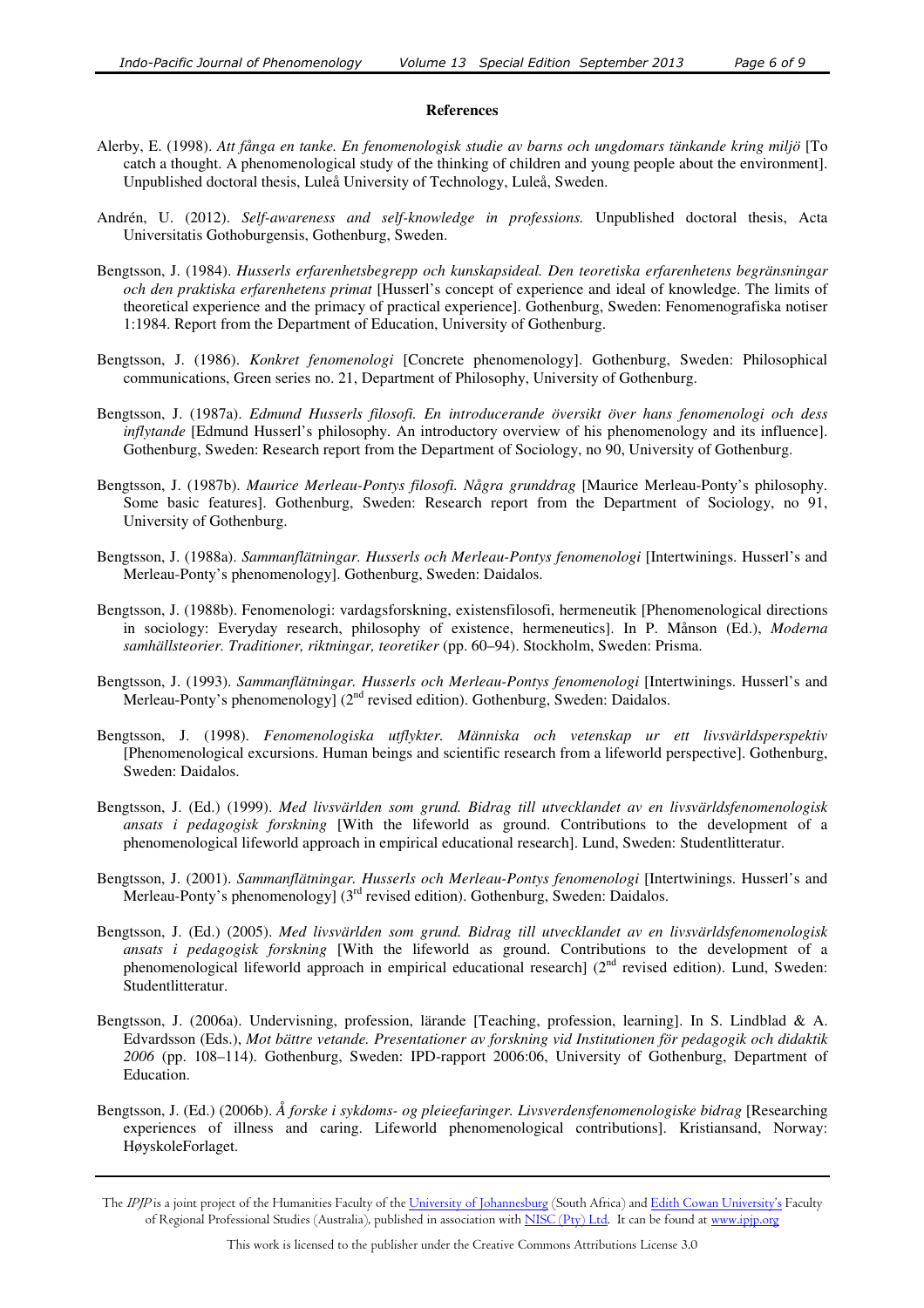**References**

Alerby, E. (1998). *Att fånga en tanke. En fenomenologisk studie av barns och ungdomars tänkande kring miljö* [To catch a thought. A phenomenological study of the thinking of children and young people about the environment]. Unpublished doctoral thesis, Luleå University of Technology, Luleå, Sweden.

Andrén, U. (2012). *Self-awareness and self-knowledge in professions.* Unpublished doctoral thesis, Acta Universitatis Gothoburgensis, Gothenburg, Sweden.

Bengtsson, J. (1984). *Husserls erfarenhetsbegrepp och kunskapsideal. Den teoretiska erfarenhetens begränsningar och den praktiska erfarenhetens primat* [Husserl's concept of experience and ideal of knowledge. The limits of theoretical experience and the primacy of practical experience]. Gothenburg, Sweden: Fenomenografiska notiser 1:1984. Report from the Department of Education, University of Gothenburg.

Bengtsson, J. (1986). *Konkret fenomenologi* [Concrete phenomenology]. Gothenburg, Sweden: Philosophical communications, Green series no. 21, Department of Philosophy, University of Gothenburg.

Bengtsson, J. (1987a). *Edmund Husserls filosofi. En introducerande översikt över hans fenomenologi och dess inflytande* [Edmund Husserl's philosophy. An introductory overview of his phenomenology and its influence]. Gothenburg, Sweden: Research report from the Department of Sociology, no 90, University of Gothenburg.

Bengtsson, J. (1987b). *Maurice Merleau-Pontys filosofi. Några grunddrag* [Maurice Merleau-Ponty's philosophy. Some basic features]. Gothenburg, Sweden: Research report from the Department of Sociology, no 91, University of Gothenburg.

Bengtsson, J. (1988a). *Sammanflätningar. Husserls och Merleau-Pontys fenomenologi* [Intertwinings. Husserl's and Merleau-Ponty's phenomenology]. Gothenburg, Sweden: Daidalos.

Bengtsson, J. (1988b). Fenomenologi: vardagsforskning, existensfilosofi, hermeneutik [Phenomenological directions in sociology: Everyday research, philosophy of existence, hermeneutics]. In P. Månson (Ed.), *Moderna samhällsteorier. Traditioner, riktningar, teoretiker* (pp. 60–94). Stockholm, Sweden: Prisma.

Bengtsson, J. (1993). *Sammanflätningar. Husserls och Merleau-Pontys fenomenologi* [Intertwinings. Husserl's and Merleau-Ponty's phenomenology] (2nd revised edition). Gothenburg, Sweden: Daidalos.

Bengtsson, J. (1998). *Fenomenologiska utflykter. Människa och vetenskap ur ett livsvärldsperspektiv* [Phenomenological excursions. Human beings and scientific research from a lifeworld perspective]. Gothenburg, Sweden: Daidalos.

Bengtsson, J. (Ed.) (1999). *Med livsvärlden som grund. Bidrag till utvecklandet av en livsvärldsfenomenologisk ansats i pedagogisk forskning* [With the lifeworld as ground. Contributions to the development of a phenomenological lifeworld approach in empirical educational research]. Lund, Sweden: Studentlitteratur.

Bengtsson, J. (2001). *Sammanflätningar. Husserls och Merleau-Pontys fenomenologi* [Intertwinings. Husserl's and Merleau-Ponty's phenomenology] (3rd revised edition). Gothenburg, Sweden: Daidalos.

Bengtsson, J. (Ed.) (2005). *Med livsvärlden som grund. Bidrag till utvecklandet av en livsvärldsfenomenologisk ansats i pedagogisk forskning* [With the lifeworld as ground. Contributions to the development of a phenomenological lifeworld approach in empirical educational research] (2nd revised edition). Lund, Sweden: Studentlitteratur.

Bengtsson, J. (2006a). Undervisning, profession, lärande [Teaching, profession, learning]. In S. Lindblad & A. Edvardsson (Eds.), *Mot bättre vetande. Presentationer av forskning vid Institutionen för pedagogik och didaktik 2006* (pp. 108–114). Gothenburg, Sweden: IPD-rapport 2006:06, University of Gothenburg, Department of Education.

Bengtsson, J. (Ed.) (2006b). *Å forske i sykdoms- og pleieefaringer. Livsverdensfenomenologiske bidrag* [Researching experiences of illness and caring. Lifeworld phenomenological contributions]. Kristiansand, Norway: HøyskoleForlaget.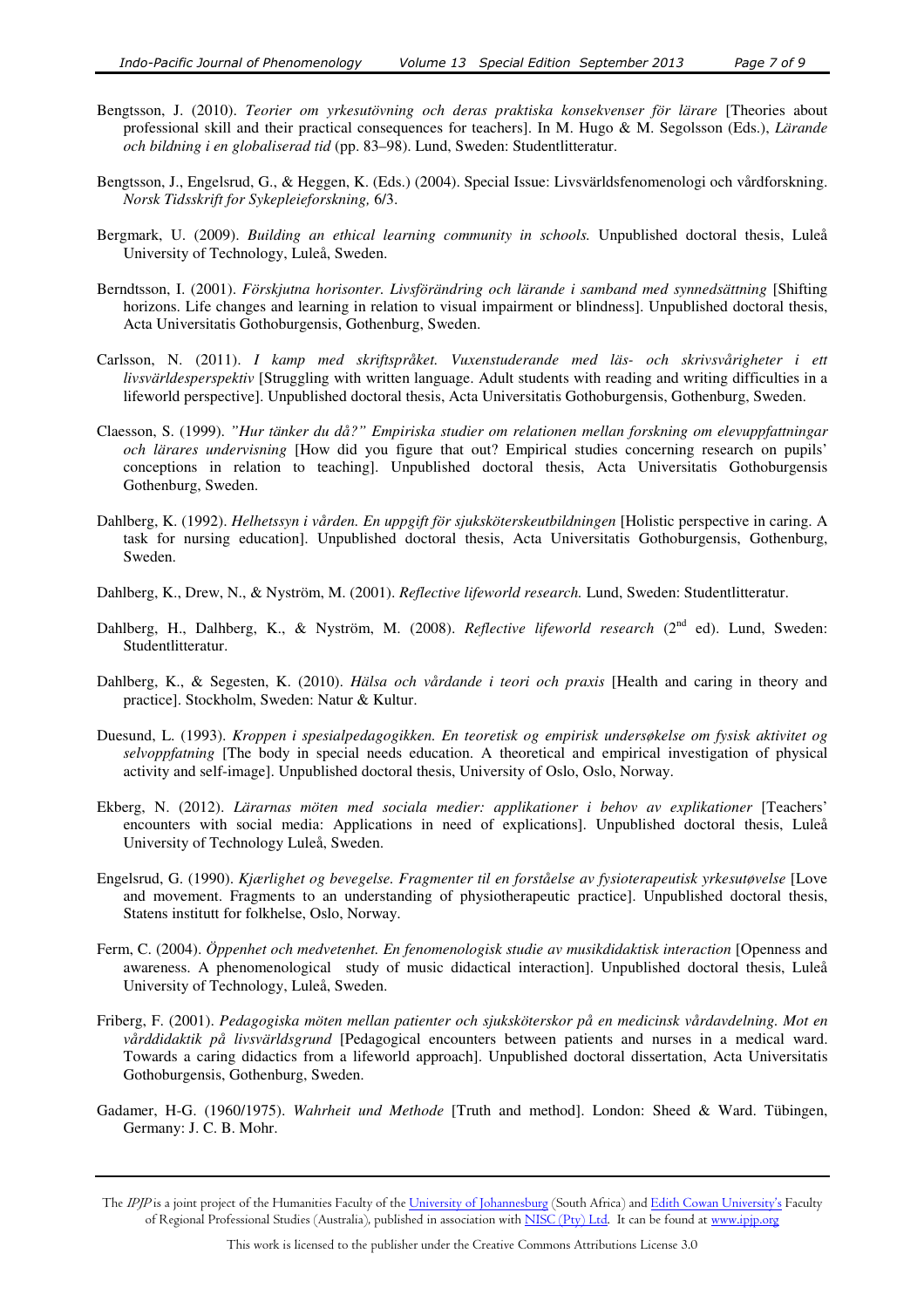Bengtsson, J. (2010). *Teorier om yrkesutövning och deras praktiska konsekvenser för lärare* [Theories about professional skill and their practical consequences for teachers]. In M. Hugo & M. Segolsson (Eds.), *Lärande och bildning i en globaliserad tid* (pp. 83–98). Lund, Sweden: Studentlitteratur.

Bengtsson, J., Engelsrud, G., & Heggen, K. (Eds.) (2004). Special Issue: Livsvärldsfenomenologi och vårdforskning. *Norsk Tidsskrift for Sykepleieforskning,* 6/3.

Bergmark, U. (2009). *Building an ethical learning community in schools.* Unpublished doctoral thesis, Luleå University of Technology, Luleå, Sweden.

Berndtsson, I. (2001). *Förskjutna horisonter. Livsförändring och lärande i samband med synnedsättning* [Shifting horizons. Life changes and learning in relation to visual impairment or blindness]. Unpublished doctoral thesis, Acta Universitatis Gothoburgensis, Gothenburg, Sweden.

Carlsson, N. (2011). *I kamp med skriftspråket. Vuxenstuderande med läs- och skrivsvårigheter i ett livsvärldesperspektiv* [Struggling with written language. Adult students with reading and writing difficulties in a lifeworld perspective]. Unpublished doctoral thesis, Acta Universitatis Gothoburgensis, Gothenburg, Sweden.

Claesson, S. (1999). *"Hur tänker du då?" Empiriska studier om relationen mellan forskning om elevuppfattningar och lärares undervisning* [How did you figure that out? Empirical studies concerning research on pupils' conceptions in relation to teaching]. Unpublished doctoral thesis, Acta Universitatis Gothoburgensis Gothenburg, Sweden.

Dahlberg, K. (1992). *Helhetssyn i vården. En uppgift för sjuksköterskeutbildningen* [Holistic perspective in caring. A task for nursing education]. Unpublished doctoral thesis, Acta Universitatis Gothoburgensis, Gothenburg, Sweden.

Dahlberg, K., Drew, N., & Nyström, M. (2001). *Reflective lifeworld research.* Lund, Sweden: Studentlitteratur.

Dahlberg, H., Dalhberg, K., & Nyström, M. (2008). *Reflective lifeworld research* (2nd ed). Lund, Sweden: Studentlitteratur.

Dahlberg, K., & Segesten, K. (2010). *Hälsa och vårdande i teori och praxis* [Health and caring in theory and practice]. Stockholm, Sweden: Natur & Kultur.

Duesund, L. (1993). *Kroppen i spesialpedagogikken. En teoretisk og empirisk undersøkelse om fysisk aktivitet og selvoppfatning* [The body in special needs education. A theoretical and empirical investigation of physical activity and self-image]. Unpublished doctoral thesis, University of Oslo, Oslo, Norway.

Ekberg, N. (2012). *Lärarnas möten med sociala medier: applikationer i behov av explikationer* [Teachers' encounters with social media: Applications in need of explications]. Unpublished doctoral thesis, Luleå University of Technology Luleå, Sweden.

Engelsrud, G. (1990). *Kjærlighet og bevegelse. Fragmenter til en forståelse av fysioterapeutisk yrkesutøvelse* [Love and movement. Fragments to an understanding of physiotherapeutic practice]. Unpublished doctoral thesis, Statens institutt for folkhelse, Oslo, Norway.

Ferm, C. (2004). *Öppenhet och medvetenhet. En fenomenologisk studie av musikdidaktisk interaction* [Openness and awareness. A phenomenological study of music didactical interaction]. Unpublished doctoral thesis, Luleå University of Technology, Luleå, Sweden.

Friberg, F. (2001). *Pedagogiska möten mellan patienter och sjuksköterskor på en medicinsk vårdavdelning. Mot en vårddidaktik på livsvärldsgrund* [Pedagogical encounters between patients and nurses in a medical ward. Towards a caring didactics from a lifeworld approach]. Unpublished doctoral dissertation, Acta Universitatis Gothoburgensis, Gothenburg, Sweden.

Gadamer, H-G. (1960/1975). *Wahrheit und Methode* [Truth and method]. London: Sheed & Ward. Tübingen, Germany: J. C. B. Mohr.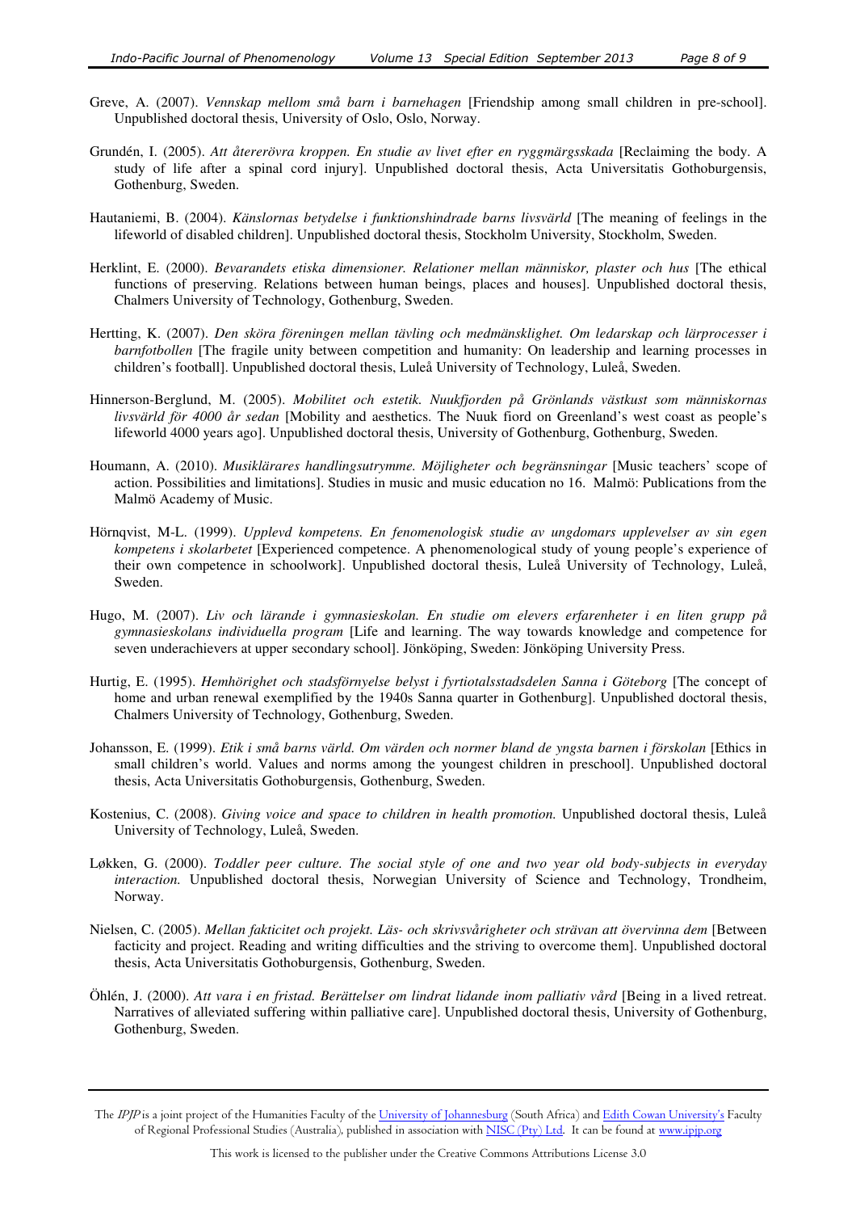Greve, A. (2007). *Vennskap mellom små barn i barnehagen* [Friendship among small children in pre-school]. Unpublished doctoral thesis, University of Oslo, Oslo, Norway.

Grundén, I. (2005). *Att återerövra kroppen. En studie av livet efter en ryggmärgsskada* [Reclaiming the body. A study of life after a spinal cord injury]. Unpublished doctoral thesis, Acta Universitatis Gothoburgensis, Gothenburg, Sweden.

Hautaniemi, B. (2004). *Känslornas betydelse i funktionshindrade barns livsvärld* [The meaning of feelings in the lifeworld of disabled children]. Unpublished doctoral thesis, Stockholm University, Stockholm, Sweden.

Herklint, E. (2000). *Bevarandets etiska dimensioner. Relationer mellan människor, plaster och hus* [The ethical functions of preserving. Relations between human beings, places and houses]. Unpublished doctoral thesis, Chalmers University of Technology, Gothenburg, Sweden.

Hertting, K. (2007). *Den sköra föreningen mellan tävling och medmänsklighet. Om ledarskap och lärprocesser i barnfotbollen* [The fragile unity between competition and humanity: On leadership and learning processes in children's football]. Unpublished doctoral thesis, Luleå University of Technology, Luleå, Sweden.

Hinnerson-Berglund, M. (2005). *Mobilitet och estetik. Nuukfjorden på Grönlands västkust som människornas livsvärld för 4000 år sedan* [Mobility and aesthetics. The Nuuk fiord on Greenland's west coast as people's lifeworld 4000 years ago]. Unpublished doctoral thesis, University of Gothenburg, Gothenburg, Sweden.

Houmann, A. (2010). *Musiklärares handlingsutrymme. Möjligheter och begränsningar* [Music teachers' scope of action. Possibilities and limitations]. Studies in music and music education no 16. Malmö: Publications from the Malmö Academy of Music.

Hörnqvist, M-L. (1999). *Upplevd kompetens. En fenomenologisk studie av ungdomars upplevelser av sin egen kompetens i skolarbetet* [Experienced competence. A phenomenological study of young people's experience of their own competence in schoolwork]. Unpublished doctoral thesis, Luleå University of Technology, Luleå, Sweden.

Hugo, M. (2007). *Liv och lärande i gymnasieskolan. En studie om elevers erfarenheter i en liten grupp på gymnasieskolans individuella program* [Life and learning. The way towards knowledge and competence for seven underachievers at upper secondary school]. Jönköping, Sweden: Jönköping University Press.

Hurtig, E. (1995). *Hemhörighet och stadsförnyelse belyst i fyrtiotalsstadsdelen Sanna i Göteborg* [The concept of home and urban renewal exemplified by the 1940s Sanna quarter in Gothenburg]. Unpublished doctoral thesis, Chalmers University of Technology, Gothenburg, Sweden.

Johansson, E. (1999). *Etik i små barns värld. Om värden och normer bland de yngsta barnen i förskolan* [Ethics in small children's world. Values and norms among the youngest children in preschool]. Unpublished doctoral thesis, Acta Universitatis Gothoburgensis, Gothenburg, Sweden.

Kostenius, C. (2008). *Giving voice and space to children in health promotion.* Unpublished doctoral thesis, Luleå University of Technology, Luleå, Sweden.

Løkken, G. (2000). *Toddler peer culture. The social style of one and two year old body-subjects in everyday interaction.* Unpublished doctoral thesis, Norwegian University of Science and Technology, Trondheim, Norway.

Nielsen, C. (2005). *Mellan fakticitet och projekt. Läs- och skrivsvårigheter och strävan att övervinna dem* [Between facticity and project. Reading and writing difficulties and the striving to overcome them]. Unpublished doctoral thesis, Acta Universitatis Gothoburgensis, Gothenburg, Sweden.

Öhlén, J. (2000). *Att vara i en fristad. Berättelser om lindrat lidande inom palliativ vård* [Being in a lived retreat. Narratives of alleviated suffering within palliative care]. Unpublished doctoral thesis, University of Gothenburg, Gothenburg, Sweden.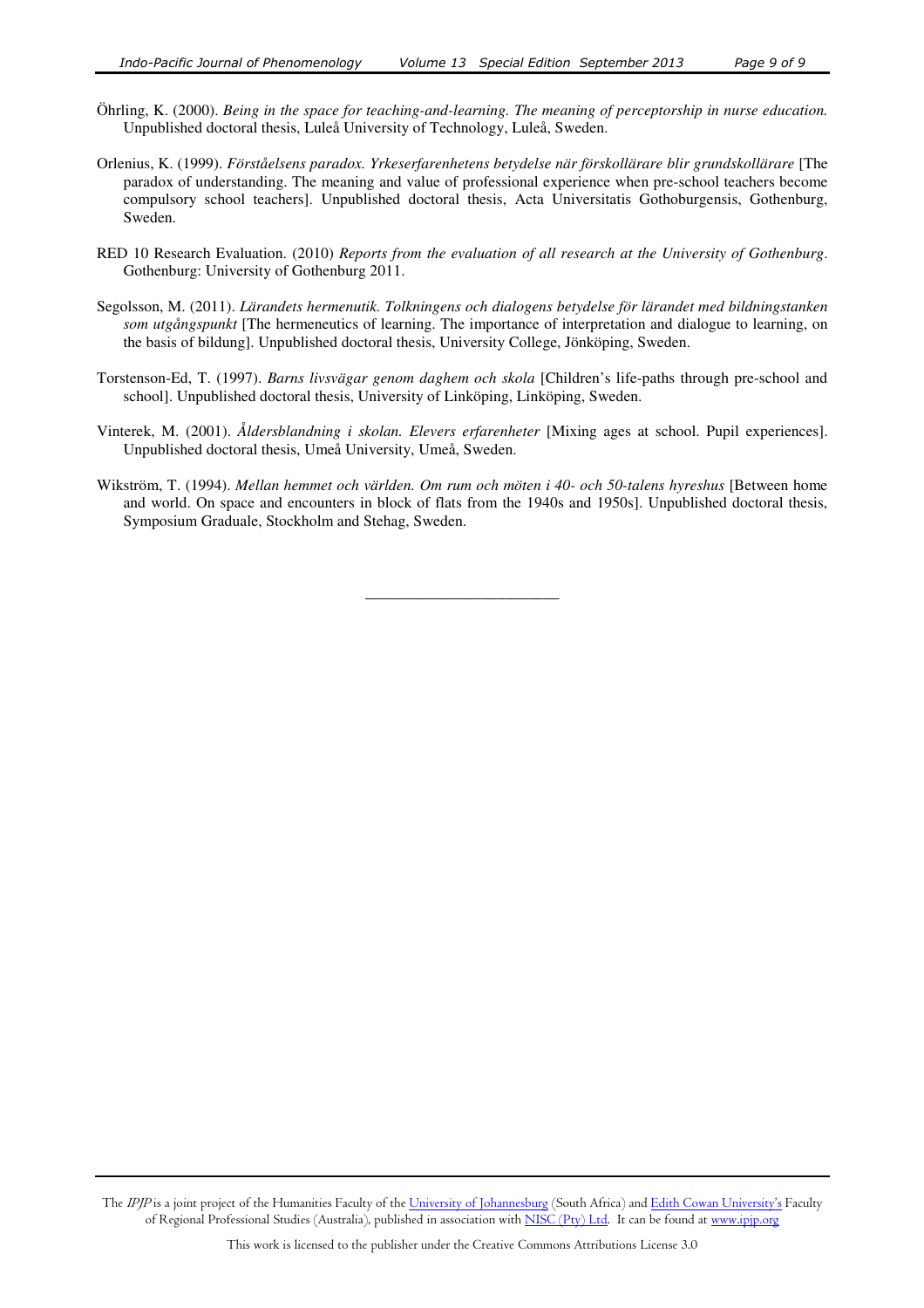Öhrling, K. (2000). *Being in the space for teaching-and-learning. The meaning of perceptorship in nurse education.* Unpublished doctoral thesis, Luleå University of Technology, Luleå, Sweden.

Orlenius, K. (1999). *Förståelsens paradox. Yrkeserfarenhetens betydelse när förskollärare blir grundskollärare* [The paradox of understanding. The meaning and value of professional experience when pre-school teachers become compulsory school teachers]. Unpublished doctoral thesis, Acta Universitatis Gothoburgensis, Gothenburg, Sweden.

RED 10 Research Evaluation. (2010) *Reports from the evaluation of all research at the University of Gothenburg*. Gothenburg: University of Gothenburg 2011.

Segolsson, M. (2011). *Lärandets hermenutik. Tolkningens och dialogens betydelse för lärandet med bildningstanken som utgångspunkt* [The hermeneutics of learning. The importance of interpretation and dialogue to learning, on the basis of bildung]. Unpublished doctoral thesis, University College, Jönköping, Sweden.

Torstenson-Ed, T. (1997). *Barns livsvägar genom daghem och skola* [Children's life-paths through pre-school and school]. Unpublished doctoral thesis, University of Linköping, Linköping, Sweden.

Vinterek, M. (2001). *Åldersblandning i skolan. Elevers erfarenheter* [Mixing ages at school. Pupil experiences]. Unpublished doctoral thesis, Umeå University, Umeå, Sweden.

Wikström, T. (1994). *Mellan hemmet och världen. Om rum och möten i 40- och 50-talens hyreshus* [Between home and world. On space and encounters in block of flats from the 1940s and 1950s]. Unpublished doctoral thesis, Symposium Graduale, Stockholm and Stehag, Sweden.

---

The *IPJP* is a joint project of the Humanities Faculty of the University of Johannesburg (South Africa) and Edith Cowan University's Faculty of Regional Professional Studies (Australia), published in association with NISC (Pty) Ltd. It can be found at www.ipjp.org

This work is licensed to the publisher under the Creative Commons Attributions License 3.0